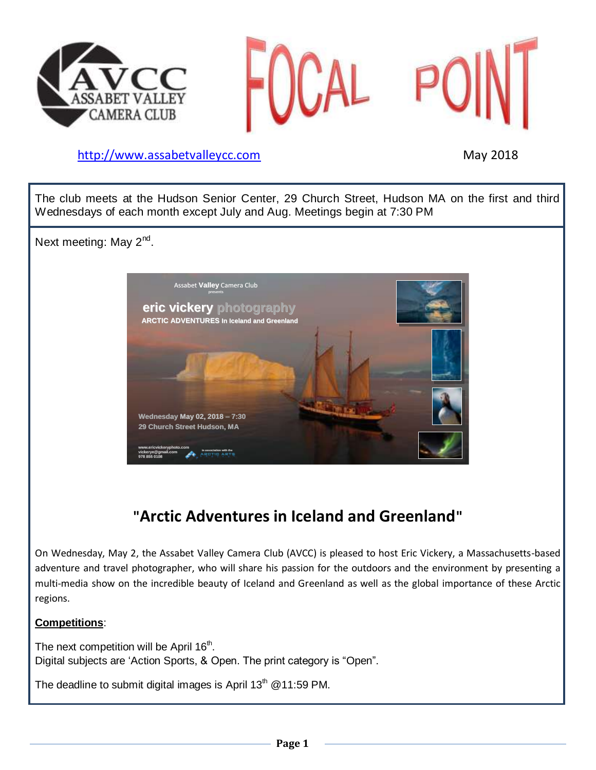# FOCAL POINT

AVCC ASSABET VALLEY CAMERA CLUB

http://www.assabetvalleycc.com

May 2018

The club meets at the Hudson Senior Center, 29 Church Street, Hudson MA on the first and third Wednesdays of each month except July and Aug. Meetings begin at 7:30 PM

Next meeting: May 2nd.

## "Arctic Adventures in Iceland and Greenland"

On Wednesday, May 2, the Assabet Valley Camera Club (AVCC) is pleased to host Eric Vickery, a Massachusetts-based adventure and travel photographer, who will share his passion for the outdoors and the environment by presenting a multi-media show on the incredible beauty of Iceland and Greenland as well as the global importance of these Arctic regions.

**Competitions**:

The next competition will be April 16th.
Digital subjects are 'Action Sports, & Open. The print category is "Open".

The deadline to submit digital images is April 13th @11:59 PM.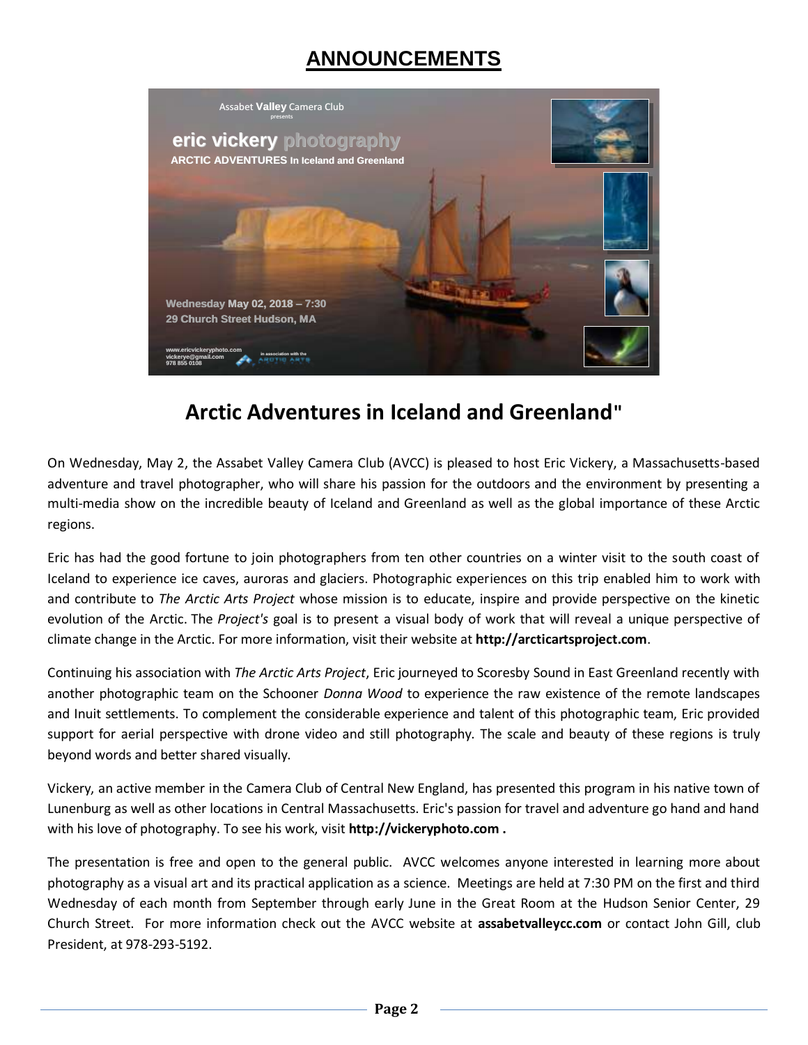# ANNOUNCEMENTS

Assabet **Valley** Camera Club
presents

**eric vickery photography**
**ARCTIC ADVENTURES in Iceland and Greenland**

**Wednesday May 02, 2018 – 7:30**
**29 Church Street Hudson, MA**

www.ericvickeryphoto.com
vickerye@gmail.com
978 855 0108

in association with the ARCTIC ARTS

## Arctic Adventures in Iceland and Greenland"

On Wednesday, May 2, the Assabet Valley Camera Club (AVCC) is pleased to host Eric Vickery, a Massachusetts-based adventure and travel photographer, who will share his passion for the outdoors and the environment by presenting a multi-media show on the incredible beauty of Iceland and Greenland as well as the global importance of these Arctic regions.

Eric has had the good fortune to join photographers from ten other countries on a winter visit to the south coast of Iceland to experience ice caves, auroras and glaciers. Photographic experiences on this trip enabled him to work with and contribute to *The Arctic Arts Project* whose mission is to educate, inspire and provide perspective on the kinetic evolution of the Arctic. The *Project's* goal is to present a visual body of work that will reveal a unique perspective of climate change in the Arctic. For more information, visit their website at **http://arcticartsproject.com**.

Continuing his association with *The Arctic Arts Project*, Eric journeyed to Scoresby Sound in East Greenland recently with another photographic team on the Schooner *Donna Wood* to experience the raw existence of the remote landscapes and Inuit settlements. To complement the considerable experience and talent of this photographic team, Eric provided support for aerial perspective with drone video and still photography. The scale and beauty of these regions is truly beyond words and better shared visually.

Vickery, an active member in the Camera Club of Central New England, has presented this program in his native town of Lunenburg as well as other locations in Central Massachusetts. Eric's passion for travel and adventure go hand and hand with his love of photography. To see his work, visit **http://vickeryphoto.com .**

The presentation is free and open to the general public. AVCC welcomes anyone interested in learning more about photography as a visual art and its practical application as a science. Meetings are held at 7:30 PM on the first and third Wednesday of each month from September through early June in the Great Room at the Hudson Senior Center, 29 Church Street. For more information check out the AVCC website at **assabetvalleycc.com** or contact John Gill, club President, at 978-293-5192.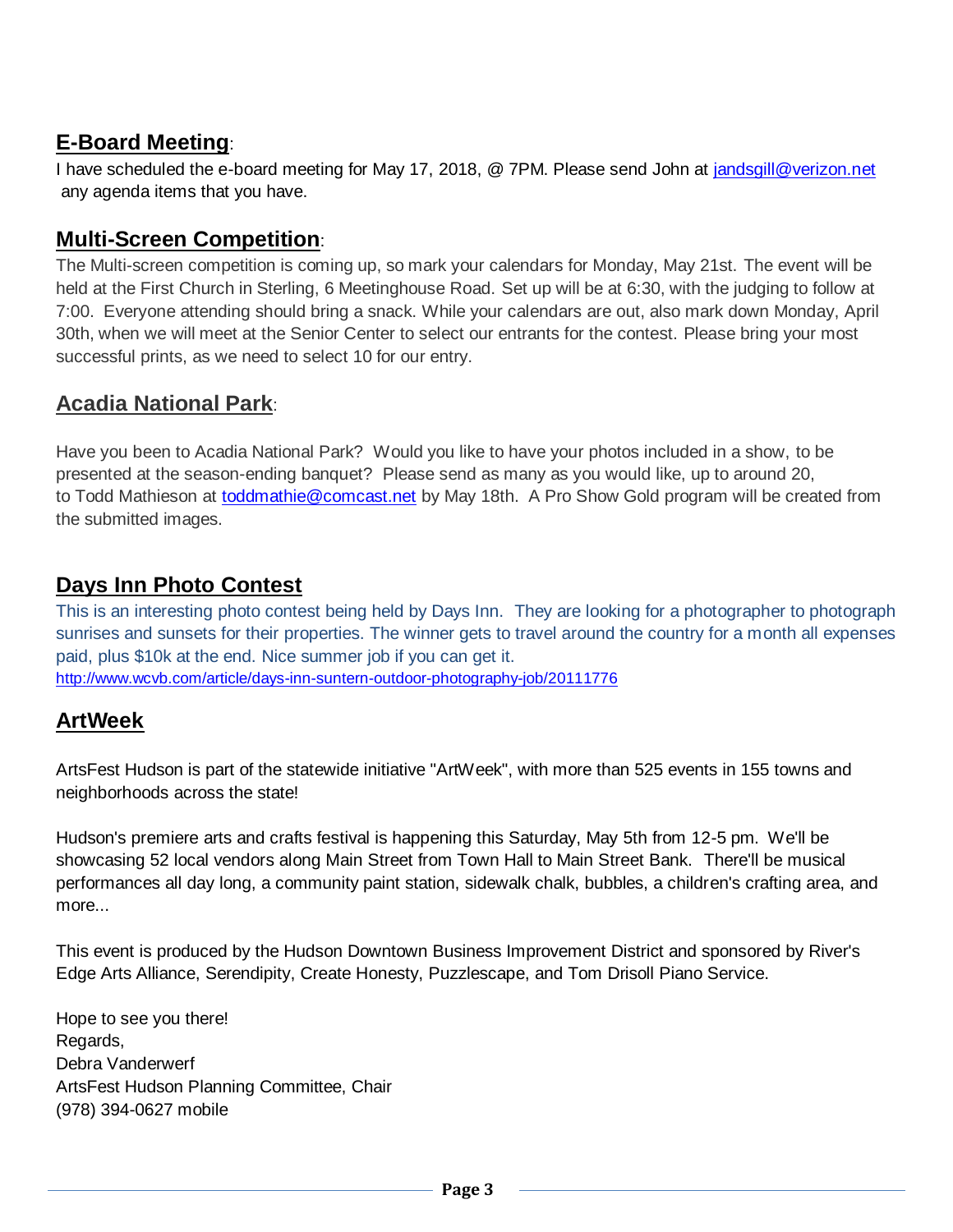## E-Board Meeting:

I have scheduled the e-board meeting for May 17, 2018, @ 7PM. Please send John at jandsgill@verizon.net any agenda items that you have.

## Multi-Screen Competition:

The Multi-screen competition is coming up, so mark your calendars for Monday, May 21st. The event will be held at the First Church in Sterling, 6 Meetinghouse Road. Set up will be at 6:30, with the judging to follow at 7:00. Everyone attending should bring a snack. While your calendars are out, also mark down Monday, April 30th, when we will meet at the Senior Center to select our entrants for the contest. Please bring your most successful prints, as we need to select 10 for our entry.

## Acadia National Park:

Have you been to Acadia National Park? Would you like to have your photos included in a show, to be presented at the season-ending banquet? Please send as many as you would like, up to around 20, to Todd Mathieson at toddmathie@comcast.net by May 18th. A Pro Show Gold program will be created from the submitted images.

## Days Inn Photo Contest

This is an interesting photo contest being held by Days Inn. They are looking for a photographer to photograph sunrises and sunsets for their properties. The winner gets to travel around the country for a month all expenses paid, plus $10k at the end. Nice summer job if you can get it.
http://www.wcvb.com/article/days-inn-suntern-outdoor-photography-job/20111776

## ArtWeek

ArtsFest Hudson is part of the statewide initiative "ArtWeek", with more than 525 events in 155 towns and neighborhoods across the state!

Hudson's premiere arts and crafts festival is happening this Saturday, May 5th from 12-5 pm. We'll be showcasing 52 local vendors along Main Street from Town Hall to Main Street Bank. There'll be musical performances all day long, a community paint station, sidewalk chalk, bubbles, a children's crafting area, and more...

This event is produced by the Hudson Downtown Business Improvement District and sponsored by River's Edge Arts Alliance, Serendipity, Create Honesty, Puzzlescape, and Tom Drisoll Piano Service.

Hope to see you there!
Regards,
Debra Vanderwerf
ArtsFest Hudson Planning Committee, Chair
(978) 394-0627 mobile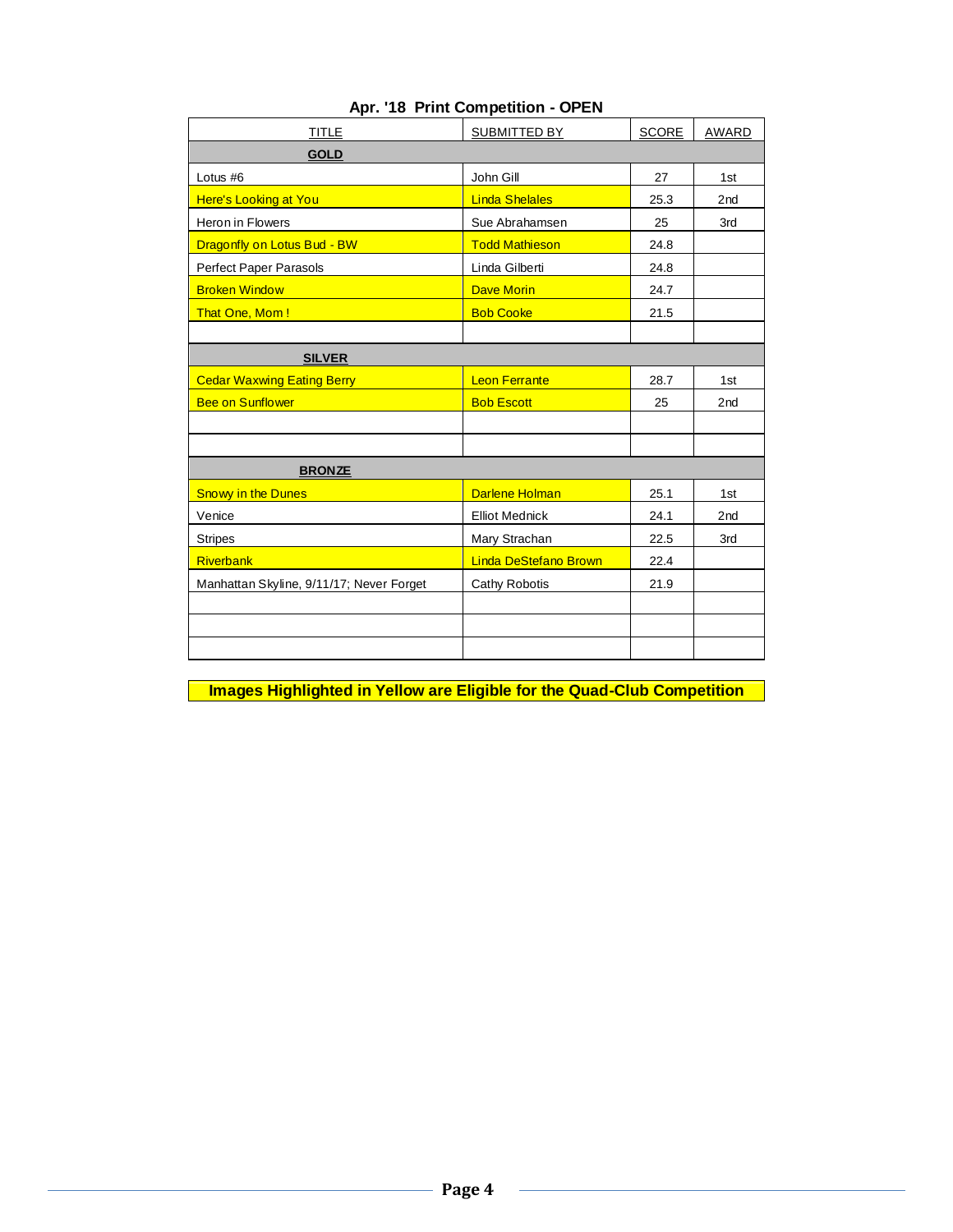## Apr. '18 Print Competition - OPEN

| TITLE | SUBMITTED BY | SCORE | AWARD |
|---|---|---|---|
| **GOLD** | | | |
| Lotus #6 | John Gill | 27 | 1st |
| Here's Looking at You | Linda Shelales | 25.3 | 2nd |
| Heron in Flowers | Sue Abrahamsen | 25 | 3rd |
| Dragonfly on Lotus Bud - BW | Todd Mathieson | 24.8 | |
| Perfect Paper Parasols | Linda Gilberti | 24.8 | |
| Broken Window | Dave Morin | 24.7 | |
| That One, Mom ! | Bob Cooke | 21.5 | |
| | | | |
| **SILVER** | | | |
| Cedar Waxwing Eating Berry | Leon Ferrante | 28.7 | 1st |
| Bee on Sunflower | Bob Escott | 25 | 2nd |
| | | | |
| | | | |
| **BRONZE** | | | |
| Snowy in the Dunes | Darlene Holman | 25.1 | 1st |
| Venice | Elliot Mednick | 24.1 | 2nd |
| Stripes | Mary Strachan | 22.5 | 3rd |
| Riverbank | Linda DeStefano Brown | 22.4 | |
| Manhattan Skyline, 9/11/17; Never Forget | Cathy Robotis | 21.9 | |
| | | | |
| | | | |
| | | | |

**Images Highlighted in Yellow are Eligible for the Quad-Club Competition**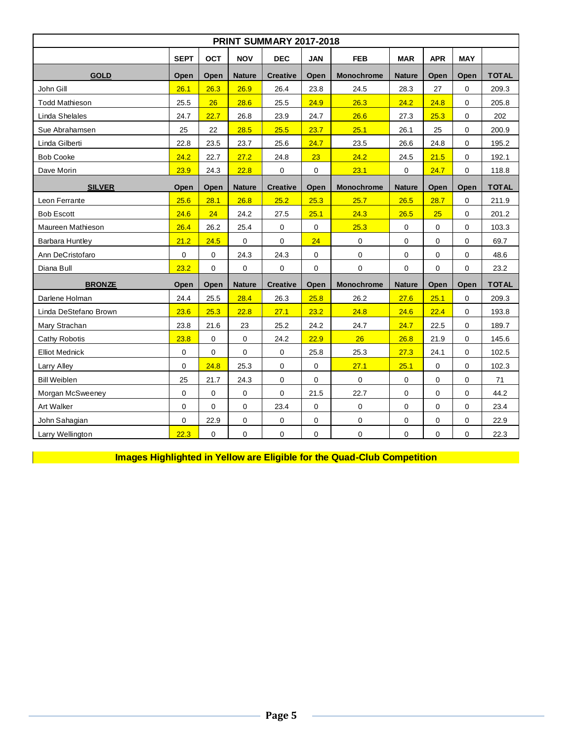## PRINT SUMMARY 2017-2018

| | SEPT | OCT | NOV | DEC | JAN | FEB | MAR | APR | MAY | |
|---|---|---|---|---|---|---|---|---|---|---|
| **GOLD** | **Open** | **Open** | **Nature** | **Creative** | **Open** | **Monochrome** | **Nature** | **Open** | **Open** | **TOTAL** |
| John Gill | 26.1 | 26.3 | 26.9 | 26.4 | 23.8 | 24.5 | 28.3 | 27 | 0 | 209.3 |
| Todd Mathieson | 25.5 | 26 | 28.6 | 25.5 | 24.9 | 26.3 | 24.2 | 24.8 | 0 | 205.8 |
| Linda Shelales | 24.7 | 22.7 | 26.8 | 23.9 | 24.7 | 26.6 | 27.3 | 25.3 | 0 | 202 |
| Sue Abrahamsen | 25 | 22 | 28.5 | 25.5 | 23.7 | 25.1 | 26.1 | 25 | 0 | 200.9 |
| Linda Gilberti | 22.8 | 23.5 | 23.7 | 25.6 | 24.7 | 23.5 | 26.6 | 24.8 | 0 | 195.2 |
| Bob Cooke | 24.2 | 22.7 | 27.2 | 24.8 | 23 | 24.2 | 24.5 | 21.5 | 0 | 192.1 |
| Dave Morin | 23.9 | 24.3 | 22.8 | 0 | 0 | 23.1 | 0 | 24.7 | 0 | 118.8 |
| **SILVER** | **Open** | **Open** | **Nature** | **Creative** | **Open** | **Monochrome** | **Nature** | **Open** | **Open** | **TOTAL** |
| Leon Ferrante | 25.6 | 28.1 | 26.8 | 25.2 | 25.3 | 25.7 | 26.5 | 28.7 | 0 | 211.9 |
| Bob Escott | 24.6 | 24 | 24.2 | 27.5 | 25.1 | 24.3 | 26.5 | 25 | 0 | 201.2 |
| Maureen Mathieson | 26.4 | 26.2 | 25.4 | 0 | 0 | 25.3 | 0 | 0 | 0 | 103.3 |
| Barbara Huntley | 21.2 | 24.5 | 0 | 0 | 24 | 0 | 0 | 0 | 0 | 69.7 |
| Ann DeCristofaro | 0 | 0 | 24.3 | 24.3 | 0 | 0 | 0 | 0 | 0 | 48.6 |
| Diana Bull | 23.2 | 0 | 0 | 0 | 0 | 0 | 0 | 0 | 0 | 23.2 |
| **BRONZE** | **Open** | **Open** | **Nature** | **Creative** | **Open** | **Monochrome** | **Nature** | **Open** | **Open** | **TOTAL** |
| Darlene Holman | 24.4 | 25.5 | 28.4 | 26.3 | 25.8 | 26.2 | 27.6 | 25.1 | 0 | 209.3 |
| Linda DeStefano Brown | 23.6 | 25.3 | 22.8 | 27.1 | 23.2 | 24.8 | 24.6 | 22.4 | 0 | 193.8 |
| Mary Strachan | 23.8 | 21.6 | 23 | 25.2 | 24.2 | 24.7 | 24.7 | 22.5 | 0 | 189.7 |
| Cathy Robotis | 23.8 | 0 | 0 | 24.2 | 22.9 | 26 | 26.8 | 21.9 | 0 | 145.6 |
| Elliot Mednick | 0 | 0 | 0 | 0 | 25.8 | 25.3 | 27.3 | 24.1 | 0 | 102.5 |
| Larry Alley | 0 | 24.8 | 25.3 | 0 | 0 | 27.1 | 25.1 | 0 | 0 | 102.3 |
| Bill Weiblen | 25 | 21.7 | 24.3 | 0 | 0 | 0 | 0 | 0 | 0 | 71 |
| Morgan McSweeney | 0 | 0 | 0 | 0 | 21.5 | 22.7 | 0 | 0 | 0 | 44.2 |
| Art Walker | 0 | 0 | 0 | 23.4 | 0 | 0 | 0 | 0 | 0 | 23.4 |
| John Sahagian | 0 | 22.9 | 0 | 0 | 0 | 0 | 0 | 0 | 0 | 22.9 |
| Larry Wellington | 22.3 | 0 | 0 | 0 | 0 | 0 | 0 | 0 | 0 | 22.3 |

**Images Highlighted in Yellow are Eligible for the Quad-Club Competition**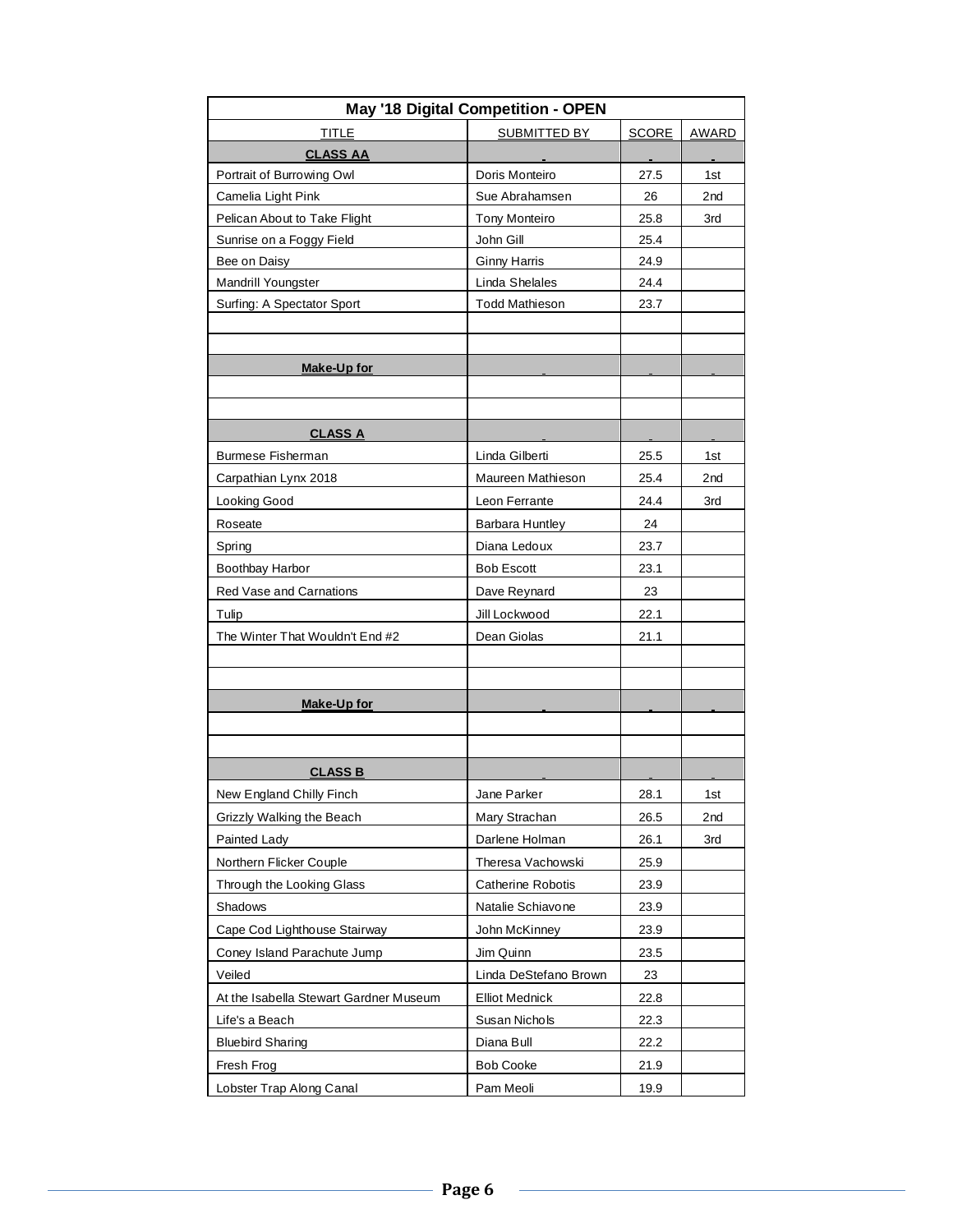| May '18 Digital Competition - OPEN | | | |
|---|---|---|---|
| TITLE | SUBMITTED BY | SCORE | AWARD |
| **CLASS AA** | | | |
| Portrait of Burrowing Owl | Doris Monteiro | 27.5 | 1st |
| Camelia Light Pink | Sue Abrahamsen | 26 | 2nd |
| Pelican About to Take Flight | Tony Monteiro | 25.8 | 3rd |
| Sunrise on a Foggy Field | John Gill | 25.4 | |
| Bee on Daisy | Ginny Harris | 24.9 | |
| Mandrill Youngster | Linda Shelales | 24.4 | |
| Surfing: A Spectator Sport | Todd Mathieson | 23.7 | |
| | | | |
| | | | |
| **Make-Up for** | | | |
| | | | |
| | | | |
| **CLASS A** | | | |
| Burmese Fisherman | Linda Gilberti | 25.5 | 1st |
| Carpathian Lynx 2018 | Maureen Mathieson | 25.4 | 2nd |
| Looking Good | Leon Ferrante | 24.4 | 3rd |
| Roseate | Barbara Huntley | 24 | |
| Spring | Diana Ledoux | 23.7 | |
| Boothbay Harbor | Bob Escott | 23.1 | |
| Red Vase and Carnations | Dave Reynard | 23 | |
| Tulip | Jill Lockwood | 22.1 | |
| The Winter That Wouldn't End #2 | Dean Giolas | 21.1 | |
| | | | |
| | | | |
| **Make-Up for** | | | |
| | | | |
| | | | |
| **CLASS B** | | | |
| New England Chilly Finch | Jane Parker | 28.1 | 1st |
| Grizzly Walking the Beach | Mary Strachan | 26.5 | 2nd |
| Painted Lady | Darlene Holman | 26.1 | 3rd |
| Northern Flicker Couple | Theresa Vachowski | 25.9 | |
| Through the Looking Glass | Catherine Robotis | 23.9 | |
| Shadows | Natalie Schiavone | 23.9 | |
| Cape Cod Lighthouse Stairway | John McKinney | 23.9 | |
| Coney Island Parachute Jump | Jim Quinn | 23.5 | |
| Veiled | Linda DeStefano Brown | 23 | |
| At the Isabella Stewart Gardner Museum | Elliot Mednick | 22.8 | |
| Life's a Beach | Susan Nichols | 22.3 | |
| Bluebird Sharing | Diana Bull | 22.2 | |
| Fresh Frog | Bob Cooke | 21.9 | |
| Lobster Trap Along Canal | Pam Meoli | 19.9 | |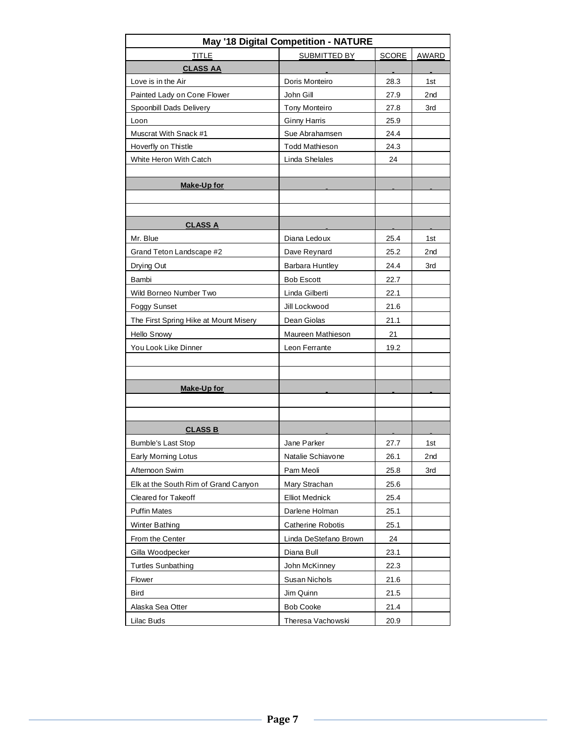| May '18 Digital Competition - NATURE | | | |
|---|---|---|---|
| TITLE | SUBMITTED BY | SCORE | AWARD |
| **CLASS AA** | | | |
| Love is in the Air | Doris Monteiro | 28.3 | 1st |
| Painted Lady on Cone Flower | John Gill | 27.9 | 2nd |
| Spoonbill Dads Delivery | Tony Monteiro | 27.8 | 3rd |
| Loon | Ginny Harris | 25.9 | |
| Muscrat With Snack #1 | Sue Abrahamsen | 24.4 | |
| Hoverfly on Thistle | Todd Mathieson | 24.3 | |
| White Heron With Catch | Linda Shelales | 24 | |
| | | | |
| **Make-Up for** | | | |
| | | | |
| | | | |
| **CLASS A** | | | |
| Mr. Blue | Diana Ledoux | 25.4 | 1st |
| Grand Teton Landscape #2 | Dave Reynard | 25.2 | 2nd |
| Drying Out | Barbara Huntley | 24.4 | 3rd |
| Bambi | Bob Escott | 22.7 | |
| Wild Borneo Number Two | Linda Gilberti | 22.1 | |
| Foggy Sunset | Jill Lockwood | 21.6 | |
| The First Spring Hike at Mount Misery | Dean Giolas | 21.1 | |
| Hello Snowy | Maureen Mathieson | 21 | |
| You Look Like Dinner | Leon Ferrante | 19.2 | |
| | | | |
| | | | |
| **Make-Up for** | | | |
| | | | |
| | | | |
| **CLASS B** | | | |
| Bumble's Last Stop | Jane Parker | 27.7 | 1st |
| Early Morning Lotus | Natalie Schiavone | 26.1 | 2nd |
| Afternoon Swim | Pam Meoli | 25.8 | 3rd |
| Elk at the South Rim of Grand Canyon | Mary Strachan | 25.6 | |
| Cleared for Takeoff | Elliot Mednick | 25.4 | |
| Puffin Mates | Darlene Holman | 25.1 | |
| Winter Bathing | Catherine Robotis | 25.1 | |
| From the Center | Linda DeStefano Brown | 24 | |
| Gilla Woodpecker | Diana Bull | 23.1 | |
| Turtles Sunbathing | John McKinney | 22.3 | |
| Flower | Susan Nichols | 21.6 | |
| Bird | Jim Quinn | 21.5 | |
| Alaska Sea Otter | Bob Cooke | 21.4 | |
| Lilac Buds | Theresa Vachowski | 20.9 | |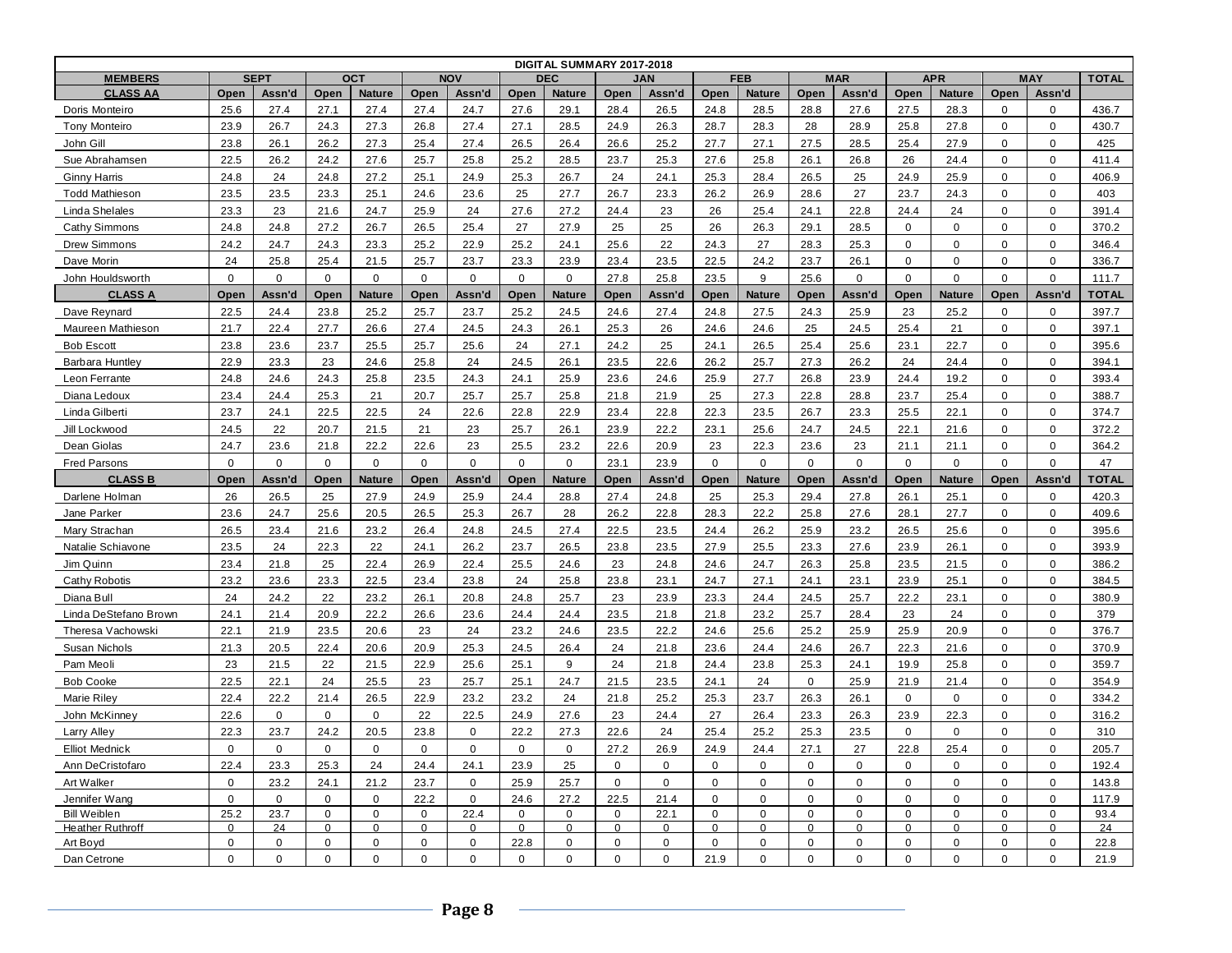| DIGITAL SUMMARY 2017-2018 | | | | | | | | | | | | | | | | | | | | |
|---|---|---|---|---|---|---|---|---|---|---|---|---|---|---|---|---|---|---|---|---|
| **MEMBERS** | **SEPT** | | **OCT** | | **NOV** | | **DEC** | | **JAN** | | **FEB** | | **MAR** | | **APR** | | **MAY** | | **TOTAL** |
| **CLASS AA** | **Open** | **Assn'd** | **Open** | **Nature** | **Open** | **Assn'd** | **Open** | **Nature** | **Open** | **Assn'd** | **Open** | **Nature** | **Open** | **Assn'd** | **Open** | **Nature** | **Open** | **Assn'd** | |
| Doris Monteiro | 25.6 | 27.4 | 27.1 | 27.4 | 27.4 | 24.7 | 27.6 | 29.1 | 28.4 | 26.5 | 24.8 | 28.5 | 28.8 | 27.6 | 27.5 | 28.3 | 0 | 0 | 436.7 |
| Tony Monteiro | 23.9 | 26.7 | 24.3 | 27.3 | 26.8 | 27.4 | 27.1 | 28.5 | 24.9 | 26.3 | 28.7 | 28.3 | 28 | 28.9 | 25.8 | 27.8 | 0 | 0 | 430.7 |
| John Gill | 23.8 | 26.1 | 26.2 | 27.3 | 25.4 | 27.4 | 26.5 | 26.4 | 26.6 | 25.2 | 27.7 | 27.1 | 27.5 | 28.5 | 25.4 | 27.9 | 0 | 0 | 425 |
| Sue Abrahamsen | 22.5 | 26.2 | 24.2 | 27.6 | 25.7 | 25.8 | 25.2 | 28.5 | 23.7 | 25.3 | 27.6 | 25.8 | 26.1 | 26.8 | 26 | 24.4 | 0 | 0 | 411.4 |
| Ginny Harris | 24.8 | 24 | 24.8 | 27.2 | 25.1 | 24.9 | 25.3 | 26.7 | 24 | 24.1 | 25.3 | 28.4 | 26.5 | 25 | 24.9 | 25.9 | 0 | 0 | 406.9 |
| Todd Mathieson | 23.5 | 23.5 | 23.3 | 25.1 | 24.6 | 23.6 | 25 | 27.7 | 26.7 | 23.3 | 26.2 | 26.9 | 28.6 | 27 | 23.7 | 24.3 | 0 | 0 | 403 |
| Linda Shelales | 23.3 | 23 | 21.6 | 24.7 | 25.9 | 24 | 27.6 | 27.2 | 24.4 | 23 | 26 | 25.4 | 24.1 | 22.8 | 24.4 | 24 | 0 | 0 | 391.4 |
| Cathy Simmons | 24.8 | 24.8 | 27.2 | 26.7 | 26.5 | 25.4 | 27 | 27.9 | 25 | 25 | 26 | 26.3 | 29.1 | 28.5 | 0 | 0 | 0 | 0 | 370.2 |
| Drew Simmons | 24.2 | 24.7 | 24.3 | 23.3 | 25.2 | 22.9 | 25.2 | 24.1 | 25.6 | 22 | 24.3 | 27 | 28.3 | 25.3 | 0 | 0 | 0 | 0 | 346.4 |
| Dave Morin | 24 | 25.8 | 25.4 | 21.5 | 25.7 | 23.7 | 23.3 | 23.9 | 23.4 | 23.5 | 22.5 | 24.2 | 23.7 | 26.1 | 0 | 0 | 0 | 0 | 336.7 |
| John Houldsworth | 0 | 0 | 0 | 0 | 0 | 0 | 0 | 0 | 27.8 | 25.8 | 23.5 | 9 | 25.6 | 0 | 0 | 0 | 0 | 0 | 111.7 |
| **CLASS A** | **Open** | **Assn'd** | **Open** | **Nature** | **Open** | **Assn'd** | **Open** | **Nature** | **Open** | **Assn'd** | **Open** | **Nature** | **Open** | **Assn'd** | **Open** | **Nature** | **Open** | **Assn'd** | **TOTAL** |
| Dave Reynard | 22.5 | 24.4 | 23.8 | 25.2 | 25.7 | 23.7 | 25.2 | 24.5 | 24.6 | 27.4 | 24.8 | 27.5 | 24.3 | 25.9 | 23 | 25.2 | 0 | 0 | 397.7 |
| Maureen Mathieson | 21.7 | 22.4 | 27.7 | 26.6 | 27.4 | 24.5 | 24.3 | 26.1 | 25.3 | 26 | 24.6 | 24.6 | 25 | 24.5 | 25.4 | 21 | 0 | 0 | 397.1 |
| Bob Escott | 23.8 | 23.6 | 23.7 | 25.5 | 25.7 | 25.6 | 24 | 27.1 | 24.2 | 25 | 24.1 | 26.5 | 25.4 | 25.6 | 23.1 | 22.7 | 0 | 0 | 395.6 |
| Barbara Huntley | 22.9 | 23.3 | 23 | 24.6 | 25.8 | 24 | 24.5 | 26.1 | 23.5 | 22.6 | 26.2 | 25.7 | 27.3 | 26.2 | 24 | 24.4 | 0 | 0 | 394.1 |
| Leon Ferrante | 24.8 | 24.6 | 24.3 | 25.8 | 23.5 | 24.3 | 24.1 | 25.9 | 23.6 | 24.6 | 25.9 | 27.7 | 26.8 | 23.9 | 24.4 | 19.2 | 0 | 0 | 393.4 |
| Diana Ledoux | 23.4 | 24.4 | 25.3 | 21 | 20.7 | 25.7 | 25.7 | 25.8 | 21.8 | 21.9 | 25 | 27.3 | 22.8 | 28.8 | 23.7 | 25.4 | 0 | 0 | 388.7 |
| Linda Gilberti | 23.7 | 24.1 | 22.5 | 22.5 | 24 | 22.6 | 22.8 | 22.9 | 23.4 | 22.8 | 22.3 | 23.5 | 26.7 | 23.3 | 25.5 | 22.1 | 0 | 0 | 374.7 |
| Jill Lockwood | 24.5 | 22 | 20.7 | 21.5 | 21 | 23 | 25.7 | 26.1 | 23.9 | 22.2 | 23.1 | 25.6 | 24.7 | 24.5 | 22.1 | 21.6 | 0 | 0 | 372.2 |
| Dean Giolas | 24.7 | 23.6 | 21.8 | 22.2 | 22.6 | 23 | 25.5 | 23.2 | 22.6 | 20.9 | 23 | 22.3 | 23.6 | 23 | 21.1 | 21.1 | 0 | 0 | 364.2 |
| Fred Parsons | 0 | 0 | 0 | 0 | 0 | 0 | 0 | 0 | 23.1 | 23.9 | 0 | 0 | 0 | 0 | 0 | 0 | 0 | 0 | 47 |
| **CLASS B** | **Open** | **Assn'd** | **Open** | **Nature** | **Open** | **Assn'd** | **Open** | **Nature** | **Open** | **Assn'd** | **Open** | **Nature** | **Open** | **Assn'd** | **Open** | **Nature** | **Open** | **Assn'd** | **TOTAL** |
| Darlene Holman | 26 | 26.5 | 25 | 27.9 | 24.9 | 25.9 | 24.4 | 28.8 | 27.4 | 24.8 | 25 | 25.3 | 29.4 | 27.8 | 26.1 | 25.1 | 0 | 0 | 420.3 |
| Jane Parker | 23.6 | 24.7 | 25.6 | 20.5 | 26.5 | 25.3 | 26.7 | 28 | 26.2 | 22.8 | 28.3 | 22.2 | 25.8 | 27.6 | 28.1 | 27.7 | 0 | 0 | 409.6 |
| Mary Strachan | 26.5 | 23.4 | 21.6 | 23.2 | 26.4 | 24.8 | 24.5 | 27.4 | 22.5 | 23.5 | 24.4 | 26.2 | 25.9 | 23.2 | 26.5 | 25.6 | 0 | 0 | 395.6 |
| Natalie Schiavone | 23.5 | 24 | 22.3 | 22 | 24.1 | 26.2 | 23.7 | 26.5 | 23.8 | 23.5 | 27.9 | 25.5 | 23.3 | 27.6 | 23.9 | 26.1 | 0 | 0 | 393.9 |
| Jim Quinn | 23.4 | 21.8 | 25 | 22.4 | 26.9 | 22.4 | 25.5 | 24.6 | 23 | 24.8 | 24.6 | 24.7 | 26.3 | 25.8 | 23.5 | 21.5 | 0 | 0 | 386.2 |
| Cathy Robotis | 23.2 | 23.6 | 23.3 | 22.5 | 23.4 | 23.8 | 24 | 25.8 | 23.8 | 23.1 | 24.7 | 27.1 | 24.1 | 23.1 | 23.9 | 25.1 | 0 | 0 | 384.5 |
| Diana Bull | 24 | 24.2 | 22 | 23.2 | 26.1 | 20.8 | 24.8 | 25.7 | 23 | 23.9 | 23.3 | 24.4 | 24.5 | 25.7 | 22.2 | 23.1 | 0 | 0 | 380.9 |
| Linda DeStefano Brown | 24.1 | 21.4 | 20.9 | 22.2 | 26.6 | 23.6 | 24.4 | 24.4 | 23.5 | 21.8 | 21.8 | 23.2 | 25.7 | 28.4 | 23 | 24 | 0 | 0 | 379 |
| Theresa Vachowski | 22.1 | 21.9 | 23.5 | 20.6 | 23 | 24 | 23.2 | 24.6 | 23.5 | 22.2 | 24.6 | 25.6 | 25.2 | 25.9 | 25.9 | 20.9 | 0 | 0 | 376.7 |
| Susan Nichols | 21.3 | 20.5 | 22.4 | 20.6 | 20.9 | 25.3 | 24.5 | 26.4 | 24 | 21.8 | 23.6 | 24.4 | 24.6 | 26.7 | 22.3 | 21.6 | 0 | 0 | 370.9 |
| Pam Meoli | 23 | 21.5 | 22 | 21.5 | 22.9 | 25.6 | 25.1 | 9 | 24 | 21.8 | 24.4 | 23.8 | 25.3 | 24.1 | 19.9 | 25.8 | 0 | 0 | 359.7 |
| Bob Cooke | 22.5 | 22.1 | 24 | 25.5 | 23 | 25.7 | 25.1 | 24.7 | 21.5 | 23.5 | 24.1 | 24 | 0 | 25.9 | 21.9 | 21.4 | 0 | 0 | 354.9 |
| Marie Riley | 22.4 | 22.2 | 21.4 | 26.5 | 22.9 | 23.2 | 23.2 | 24 | 21.8 | 25.2 | 25.3 | 23.7 | 26.3 | 26.1 | 0 | 0 | 0 | 0 | 334.2 |
| John McKinney | 22.6 | 0 | 0 | 0 | 22 | 22.5 | 24.9 | 27.6 | 23 | 24.4 | 27 | 26.4 | 23.3 | 26.3 | 23.9 | 22.3 | 0 | 0 | 316.2 |
| Larry Alley | 22.3 | 23.7 | 24.2 | 20.5 | 23.8 | 0 | 22.2 | 27.3 | 22.6 | 24 | 25.4 | 25.2 | 25.3 | 23.5 | 0 | 0 | 0 | 0 | 310 |
| Elliot Mednick | 0 | 0 | 0 | 0 | 0 | 0 | 0 | 0 | 27.2 | 26.9 | 24.9 | 24.4 | 27.1 | 27 | 22.8 | 25.4 | 0 | 0 | 205.7 |
| Ann DeCristofaro | 22.4 | 23.3 | 25.3 | 24 | 24.4 | 24.1 | 23.9 | 25 | 0 | 0 | 0 | 0 | 0 | 0 | 0 | 0 | 0 | 0 | 192.4 |
| Art Walker | 0 | 23.2 | 24.1 | 21.2 | 23.7 | 0 | 25.9 | 25.7 | 0 | 0 | 0 | 0 | 0 | 0 | 0 | 0 | 0 | 0 | 143.8 |
| Jennifer Wang | 0 | 0 | 0 | 0 | 22.2 | 0 | 24.6 | 27.2 | 22.5 | 21.4 | 0 | 0 | 0 | 0 | 0 | 0 | 0 | 0 | 117.9 |
| Bill Weiblen | 25.2 | 23.7 | 0 | 0 | 0 | 22.4 | 0 | 0 | 0 | 22.1 | 0 | 0 | 0 | 0 | 0 | 0 | 0 | 0 | 93.4 |
| Heather Ruthroff | 0 | 24 | 0 | 0 | 0 | 0 | 0 | 0 | 0 | 0 | 0 | 0 | 0 | 0 | 0 | 0 | 0 | 0 | 24 |
| Art Boyd | 0 | 0 | 0 | 0 | 0 | 0 | 22.8 | 0 | 0 | 0 | 0 | 0 | 0 | 0 | 0 | 0 | 0 | 0 | 22.8 |
| Dan Cetrone | 0 | 0 | 0 | 0 | 0 | 0 | 0 | 0 | 0 | 0 | 21.9 | 0 | 0 | 0 | 0 | 0 | 0 | 0 | 21.9 |